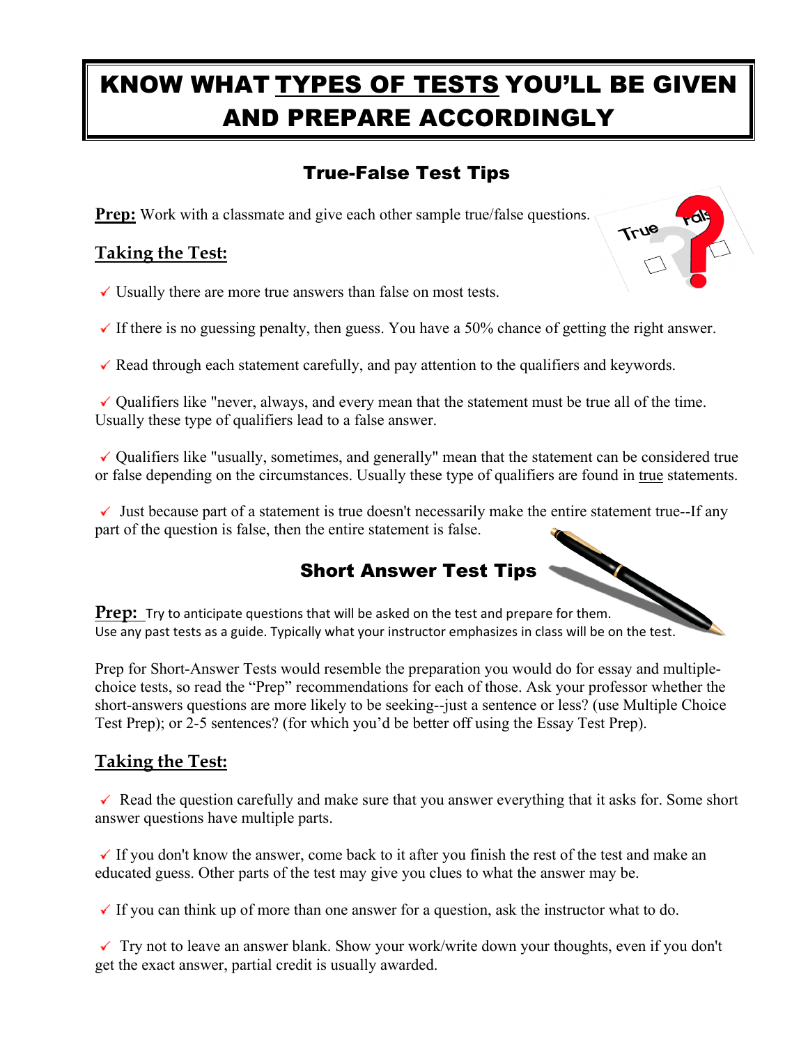# KNOW WHAT TYPES OF TESTS YOU'LL BE GIVEN AND PREPARE ACCORDINGLY

## True-False Test Tips

**Prep:** Work with a classmate and give each other sample true/false questions.

### Taking the Test:

- ✓ Usually there are more true answers than false on most tests.
- ✓ If there is no guessing penalty, then guess. You have a 50% chance of getting the right answer.
- ✓ Read through each statement carefully, and pay attention to the qualifiers and keywords.
- ✓ Qualifiers like "never, always, and every mean that the statement must be true all of the time. Usually these type of qualifiers lead to a false answer.
- ✓ Qualifiers like "usually, sometimes, and generally" mean that the statement can be considered true or false depending on the circumstances. Usually these type of qualifiers are found in true statements.
- ✓ Just because part of a statement is true doesn't necessarily make the entire statement true--If any part of the question is false, then the entire statement is false.

## Short Answer Test Tips

**Prep:** Try to anticipate questions that will be asked on the test and prepare for them. Use any past tests as a guide. Typically what your instructor emphasizes in class will be on the test.

Prep for Short-Answer Tests would resemble the preparation you would do for essay and multiple-choice tests, so read the "Prep" recommendations for each of those. Ask your professor whether the short-answers questions are more likely to be seeking--just a sentence or less? (use Multiple Choice Test Prep); or 2-5 sentences? (for which you'd be better off using the Essay Test Prep).

### Taking the Test:

- ✓ Read the question carefully and make sure that you answer everything that it asks for. Some short answer questions have multiple parts.
- ✓ If you don't know the answer, come back to it after you finish the rest of the test and make an educated guess. Other parts of the test may give you clues to what the answer may be.
- ✓ If you can think up of more than one answer for a question, ask the instructor what to do.
- ✓ Try not to leave an answer blank. Show your work/write down your thoughts, even if you don't get the exact answer, partial credit is usually awarded.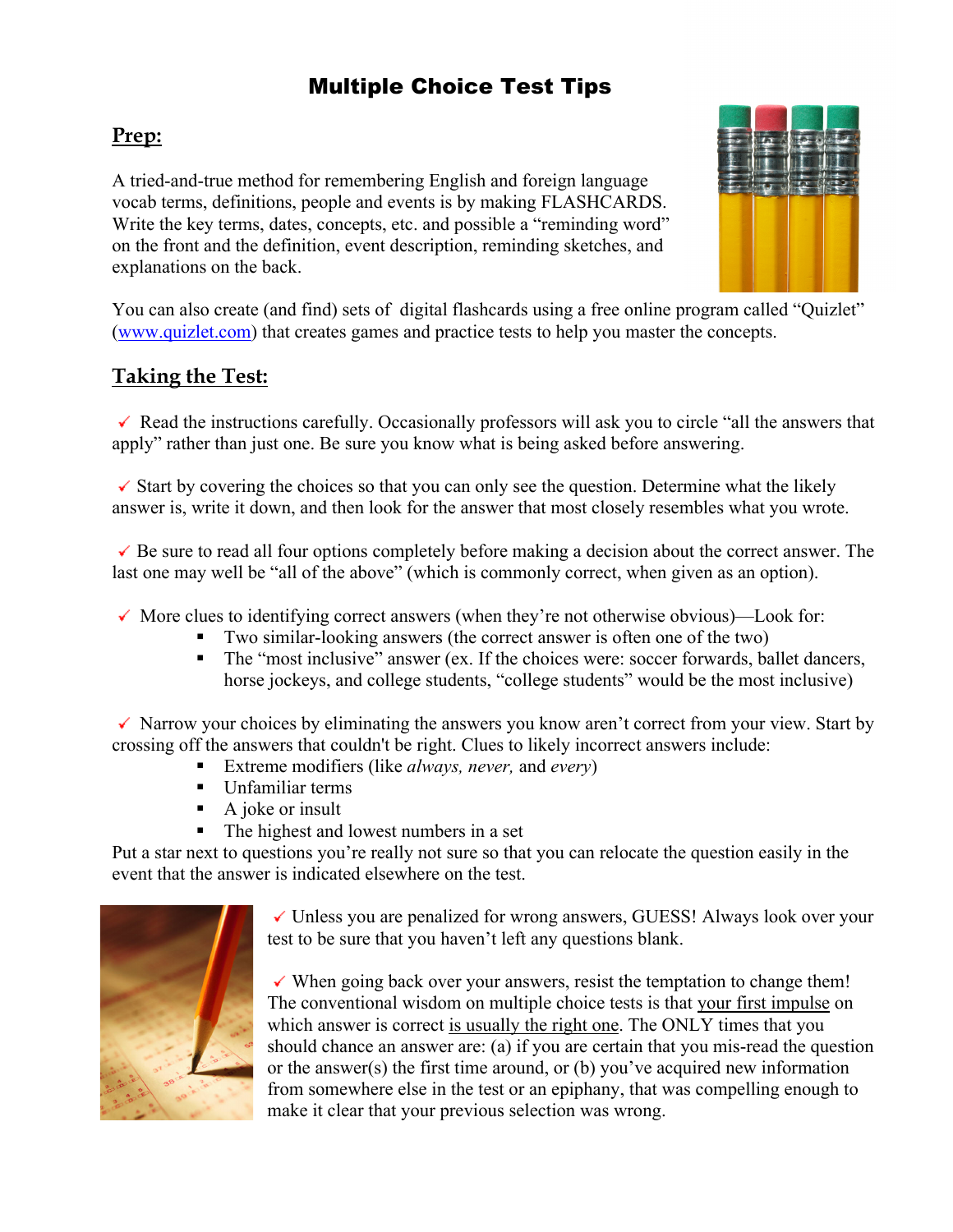# Multiple Choice Test Tips

## Prep:

A tried-and-true method for remembering English and foreign language vocab terms, definitions, people and events is by making FLASHCARDS. Write the key terms, dates, concepts, etc. and possible a "reminding word" on the front and the definition, event description, reminding sketches, and explanations on the back.

You can also create (and find) sets of digital flashcards using a free online program called "Quizlet" ([www.quizlet.com](www.quizlet.com)) that creates games and practice tests to help you master the concepts.

## Taking the Test:

✓ Read the instructions carefully. Occasionally professors will ask you to circle "all the answers that apply" rather than just one. Be sure you know what is being asked before answering.

✓ Start by covering the choices so that you can only see the question. Determine what the likely answer is, write it down, and then look for the answer that most closely resembles what you wrote.

✓ Be sure to read all four options completely before making a decision about the correct answer. The last one may well be "all of the above" (which is commonly correct, when given as an option).

✓ More clues to identifying correct answers (when they're not otherwise obvious)—Look for:

- Two similar-looking answers (the correct answer is often one of the two)
- The "most inclusive" answer (ex. If the choices were: soccer forwards, ballet dancers, horse jockeys, and college students, "college students" would be the most inclusive)

✓ Narrow your choices by eliminating the answers you know aren't correct from your view. Start by crossing off the answers that couldn't be right. Clues to likely incorrect answers include:

- Extreme modifiers (like *always, never,* and *every*)
- Unfamiliar terms
- A joke or insult
- The highest and lowest numbers in a set

Put a star next to questions you're really not sure so that you can relocate the question easily in the event that the answer is indicated elsewhere on the test.

✓ Unless you are penalized for wrong answers, GUESS! Always look over your test to be sure that you haven't left any questions blank.

✓ When going back over your answers, resist the temptation to change them! The conventional wisdom on multiple choice tests is that <u>your first impulse</u> on which answer is correct <u>is usually the right one</u>. The ONLY times that you should chance an answer are: (a) if you are certain that you mis-read the question or the answer(s) the first time around, or (b) you've acquired new information from somewhere else in the test or an epiphany, that was compelling enough to make it clear that your previous selection was wrong.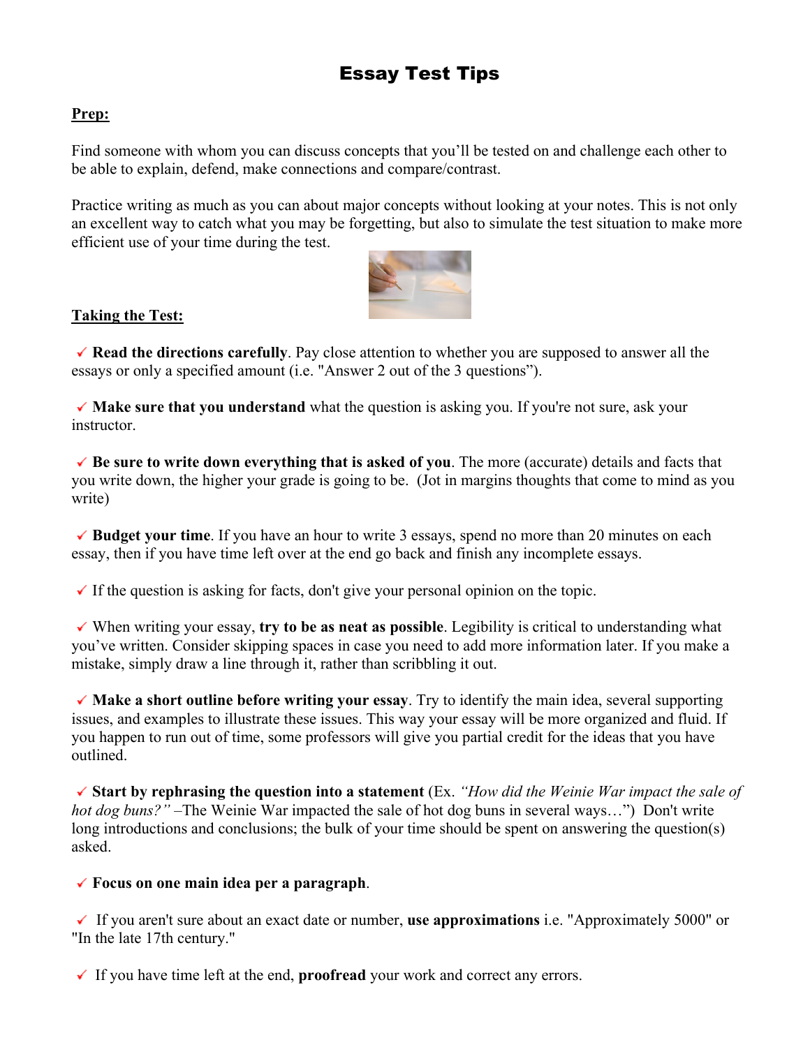# Essay Test Tips

**Prep:**

Find someone with whom you can discuss concepts that you'll be tested on and challenge each other to be able to explain, defend, make connections and compare/contrast.

Practice writing as much as you can about major concepts without looking at your notes. This is not only an excellent way to catch what you may be forgetting, but also to simulate the test situation to make more efficient use of your time during the test.

**Taking the Test:**

- ✓ **Read the directions carefully**. Pay close attention to whether you are supposed to answer all the essays or only a specified amount (i.e. "Answer 2 out of the 3 questions").

- ✓ **Make sure that you understand** what the question is asking you. If you're not sure, ask your instructor.

- ✓ **Be sure to write down everything that is asked of you**. The more (accurate) details and facts that you write down, the higher your grade is going to be. (Jot in margins thoughts that come to mind as you write)

- ✓ **Budget your time**. If you have an hour to write 3 essays, spend no more than 20 minutes on each essay, then if you have time left over at the end go back and finish any incomplete essays.

- ✓ If the question is asking for facts, don't give your personal opinion on the topic.

- ✓ When writing your essay, **try to be as neat as possible**. Legibility is critical to understanding what you've written. Consider skipping spaces in case you need to add more information later. If you make a mistake, simply draw a line through it, rather than scribbling it out.

- ✓ **Make a short outline before writing your essay**. Try to identify the main idea, several supporting issues, and examples to illustrate these issues. This way your essay will be more organized and fluid. If you happen to run out of time, some professors will give you partial credit for the ideas that you have outlined.

- ✓ **Start by rephrasing the question into a statement** (Ex. *"How did the Weinie War impact the sale of hot dog buns?"* –The Weinie War impacted the sale of hot dog buns in several ways…") Don't write long introductions and conclusions; the bulk of your time should be spent on answering the question(s) asked.

- ✓ **Focus on one main idea per a paragraph**.

- ✓ If you aren't sure about an exact date or number, **use approximations** i.e. "Approximately 5000" or "In the late 17th century."

- ✓ If you have time left at the end, **proofread** your work and correct any errors.